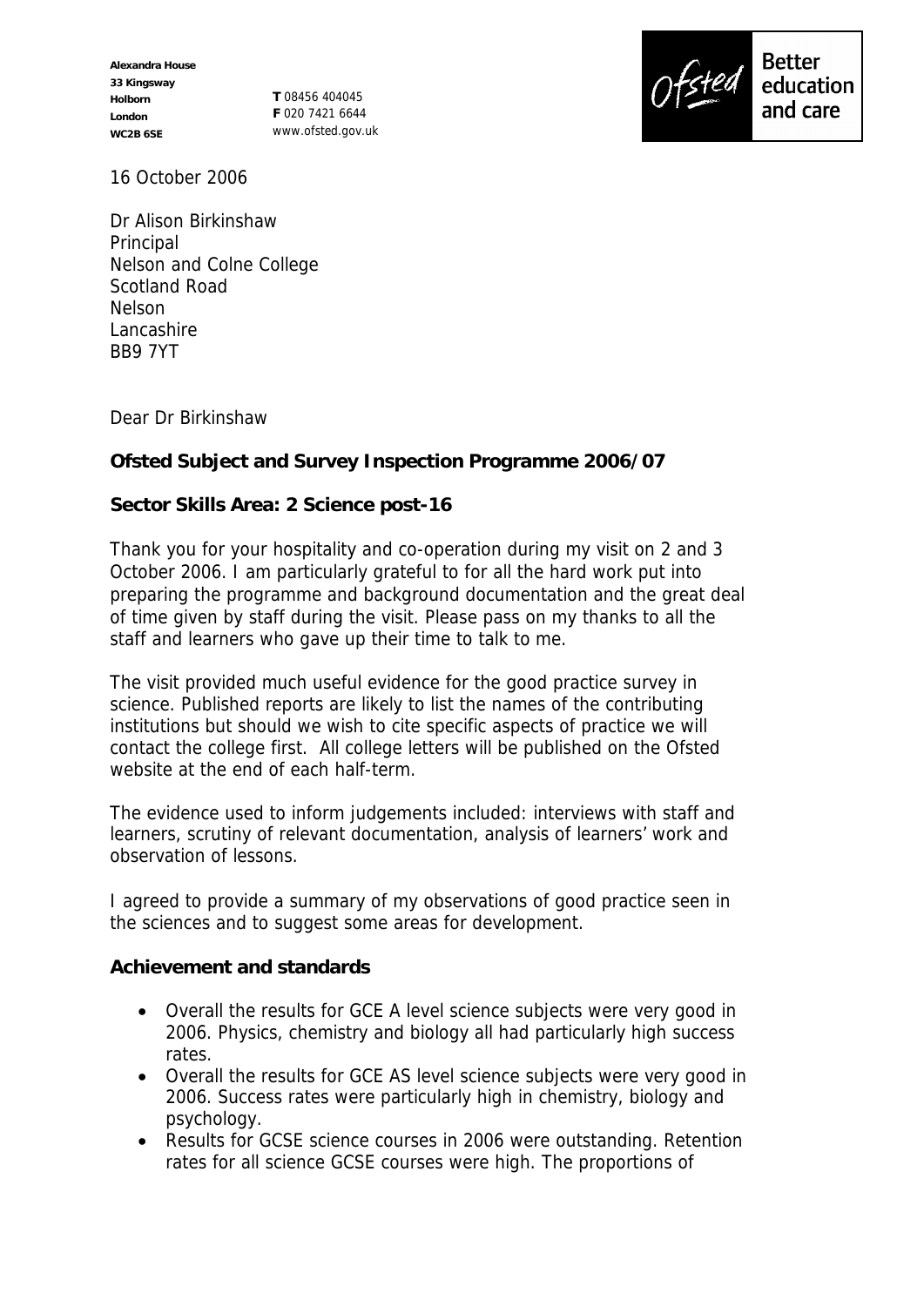Alexandra House
33 Kingsway
Holborn
London
WC2B 6SE

**T** 08456 404045
**F** 020 7421 6644
www.ofsted.gov.uk

Ofsted Better education and care

16 October 2006

Dr Alison Birkinshaw
Principal
Nelson and Colne College
Scotland Road
Nelson
Lancashire
BB9 7YT

Dear Dr Birkinshaw

**Ofsted Subject and Survey Inspection Programme 2006/07**

**Sector Skills Area: 2 Science post-16**

Thank you for your hospitality and co-operation during my visit on 2 and 3 October 2006. I am particularly grateful to for all the hard work put into preparing the programme and background documentation and the great deal of time given by staff during the visit. Please pass on my thanks to all the staff and learners who gave up their time to talk to me.

The visit provided much useful evidence for the good practice survey in science. Published reports are likely to list the names of the contributing institutions but should we wish to cite specific aspects of practice we will contact the college first. All college letters will be published on the Ofsted website at the end of each half-term.

The evidence used to inform judgements included: interviews with staff and learners, scrutiny of relevant documentation, analysis of learners' work and observation of lessons.

I agreed to provide a summary of my observations of good practice seen in the sciences and to suggest some areas for development.

**Achievement and standards**

- Overall the results for GCE A level science subjects were very good in 2006. Physics, chemistry and biology all had particularly high success rates.
- Overall the results for GCE AS level science subjects were very good in 2006. Success rates were particularly high in chemistry, biology and psychology.
- Results for GCSE science courses in 2006 were outstanding. Retention rates for all science GCSE courses were high. The proportions of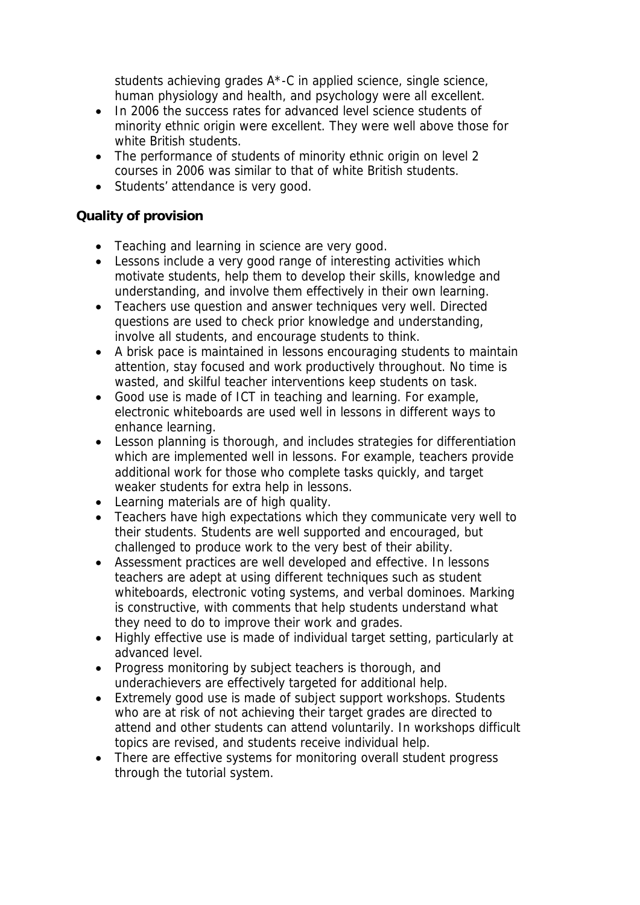students achieving grades A*-C in applied science, single science, human physiology and health, and psychology were all excellent.

- In 2006 the success rates for advanced level science students of minority ethnic origin were excellent. They were well above those for white British students.
- The performance of students of minority ethnic origin on level 2 courses in 2006 was similar to that of white British students.
- Students' attendance is very good.

**Quality of provision**

- Teaching and learning in science are very good.
- Lessons include a very good range of interesting activities which motivate students, help them to develop their skills, knowledge and understanding, and involve them effectively in their own learning.
- Teachers use question and answer techniques very well. Directed questions are used to check prior knowledge and understanding, involve all students, and encourage students to think.
- A brisk pace is maintained in lessons encouraging students to maintain attention, stay focused and work productively throughout. No time is wasted, and skilful teacher interventions keep students on task.
- Good use is made of ICT in teaching and learning. For example, electronic whiteboards are used well in lessons in different ways to enhance learning.
- Lesson planning is thorough, and includes strategies for differentiation which are implemented well in lessons. For example, teachers provide additional work for those who complete tasks quickly, and target weaker students for extra help in lessons.
- Learning materials are of high quality.
- Teachers have high expectations which they communicate very well to their students. Students are well supported and encouraged, but challenged to produce work to the very best of their ability.
- Assessment practices are well developed and effective. In lessons teachers are adept at using different techniques such as student whiteboards, electronic voting systems, and verbal dominoes. Marking is constructive, with comments that help students understand what they need to do to improve their work and grades.
- Highly effective use is made of individual target setting, particularly at advanced level.
- Progress monitoring by subject teachers is thorough, and underachievers are effectively targeted for additional help.
- Extremely good use is made of subject support workshops. Students who are at risk of not achieving their target grades are directed to attend and other students can attend voluntarily. In workshops difficult topics are revised, and students receive individual help.
- There are effective systems for monitoring overall student progress through the tutorial system.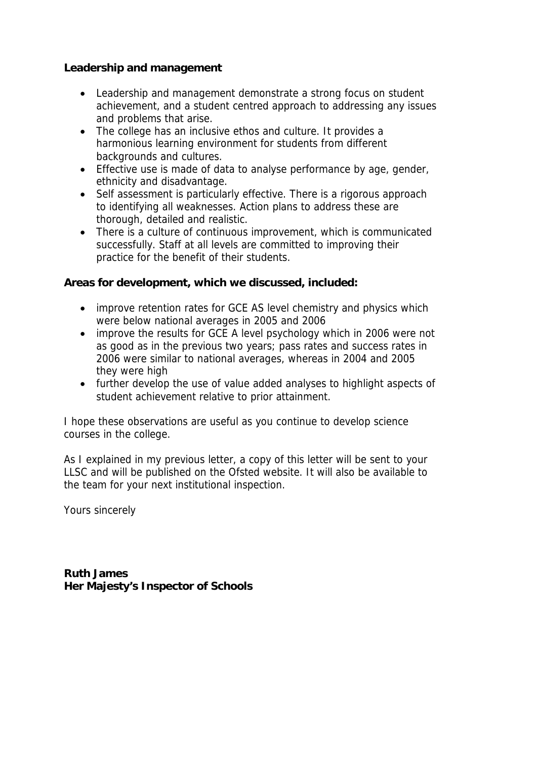**Leadership and management**

- Leadership and management demonstrate a strong focus on student achievement, and a student centred approach to addressing any issues and problems that arise.
- The college has an inclusive ethos and culture. It provides a harmonious learning environment for students from different backgrounds and cultures.
- Effective use is made of data to analyse performance by age, gender, ethnicity and disadvantage.
- Self assessment is particularly effective. There is a rigorous approach to identifying all weaknesses. Action plans to address these are thorough, detailed and realistic.
- There is a culture of continuous improvement, which is communicated successfully. Staff at all levels are committed to improving their practice for the benefit of their students.

**Areas for development, which we discussed, included:**

- improve retention rates for GCE AS level chemistry and physics which were below national averages in 2005 and 2006
- improve the results for GCE A level psychology which in 2006 were not as good as in the previous two years; pass rates and success rates in 2006 were similar to national averages, whereas in 2004 and 2005 they were high
- further develop the use of value added analyses to highlight aspects of student achievement relative to prior attainment.

I hope these observations are useful as you continue to develop science courses in the college.

As I explained in my previous letter, a copy of this letter will be sent to your LLSC and will be published on the Ofsted website. It will also be available to the team for your next institutional inspection.

Yours sincerely

**Ruth James**
**Her Majesty's Inspector of Schools**